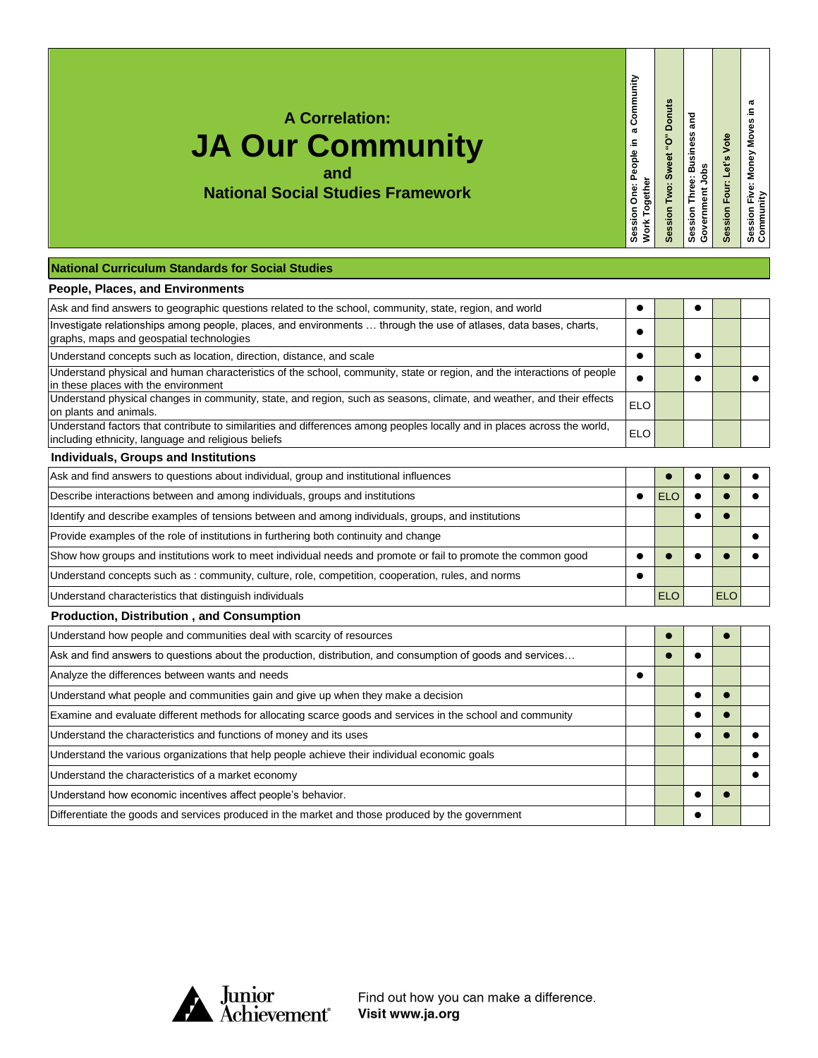# A Correlation:

# JA Our Community

## and

## National Social Studies Framework

| National Curriculum Standards for Social Studies | Session One: People in a Community Work Together | Session Two: Sweet "O" Donuts | Session Three: Business and Government Jobs | Session Four: Let's Vote | Session Five: Money Moves in a Community |
|---|---|---|---|---|---|
| **People, Places, and Environments** | | | | | |
| Ask and find answers to geographic questions related to the school, community, state, region, and world | ● | | ● | | |
| Investigate relationships among people, places, and environments … through the use of atlases, data bases, charts, graphs, maps and geospatial technologies | ● | | | | |
| Understand concepts such as location, direction, distance, and scale | ● | | ● | | |
| Understand physical and human characteristics of the school, community, state or region, and the interactions of people in these places with the environment | ● | | ● | | ● |
| Understand physical changes in community, state, and region, such as seasons, climate, and weather, and their effects on plants and animals. | ELO | | | | |
| Understand factors that contribute to similarities and differences among peoples locally and in places across the world, including ethnicity, language and religious beliefs | ELO | | | | |
| **Individuals, Groups and Institutions** | | | | | |
| Ask and find answers to questions about individual, group and institutional influences | | ● | ● | ● | ● |
| Describe interactions between and among individuals, groups and institutions | ● | ELO | ● | ● | ● |
| Identify and describe examples of tensions between and among individuals, groups, and institutions | | | ● | ● | |
| Provide examples of the role of institutions in furthering both continuity and change | | | | | ● |
| Show how groups and institutions work to meet individual needs and promote or fail to promote the common good | ● | ● | ● | ● | ● |
| Understand concepts such as : community, culture, role, competition, cooperation, rules, and norms | ● | | | | |
| Understand characteristics that distinguish individuals | | ELO | | ELO | |
| **Production, Distribution , and Consumption** | | | | | |
| Understand how people and communities deal with scarcity of resources | | ● | | ● | |
| Ask and find answers to questions about the production, distribution, and consumption of goods and services… | | ● | ● | | |
| Analyze the differences between wants and needs | ● | | | | |
| Understand what people and communities gain and give up when they make a decision | | | ● | ● | |
| Examine and evaluate different methods for allocating scarce goods and services in the school and community | | | ● | ● | |
| Understand the characteristics and functions of money and its uses | | | ● | ● | ● |
| Understand the various organizations that help people achieve their individual economic goals | | | | | ● |
| Understand the characteristics of a market economy | | | | | ● |
| Understand how economic incentives affect people's behavior. | | | ● | ● | |
| Differentiate the goods and services produced in the market and those produced by the government | | | ● | | |

Junior Achievement®

Find out how you can make a difference.
**Visit www.ja.org**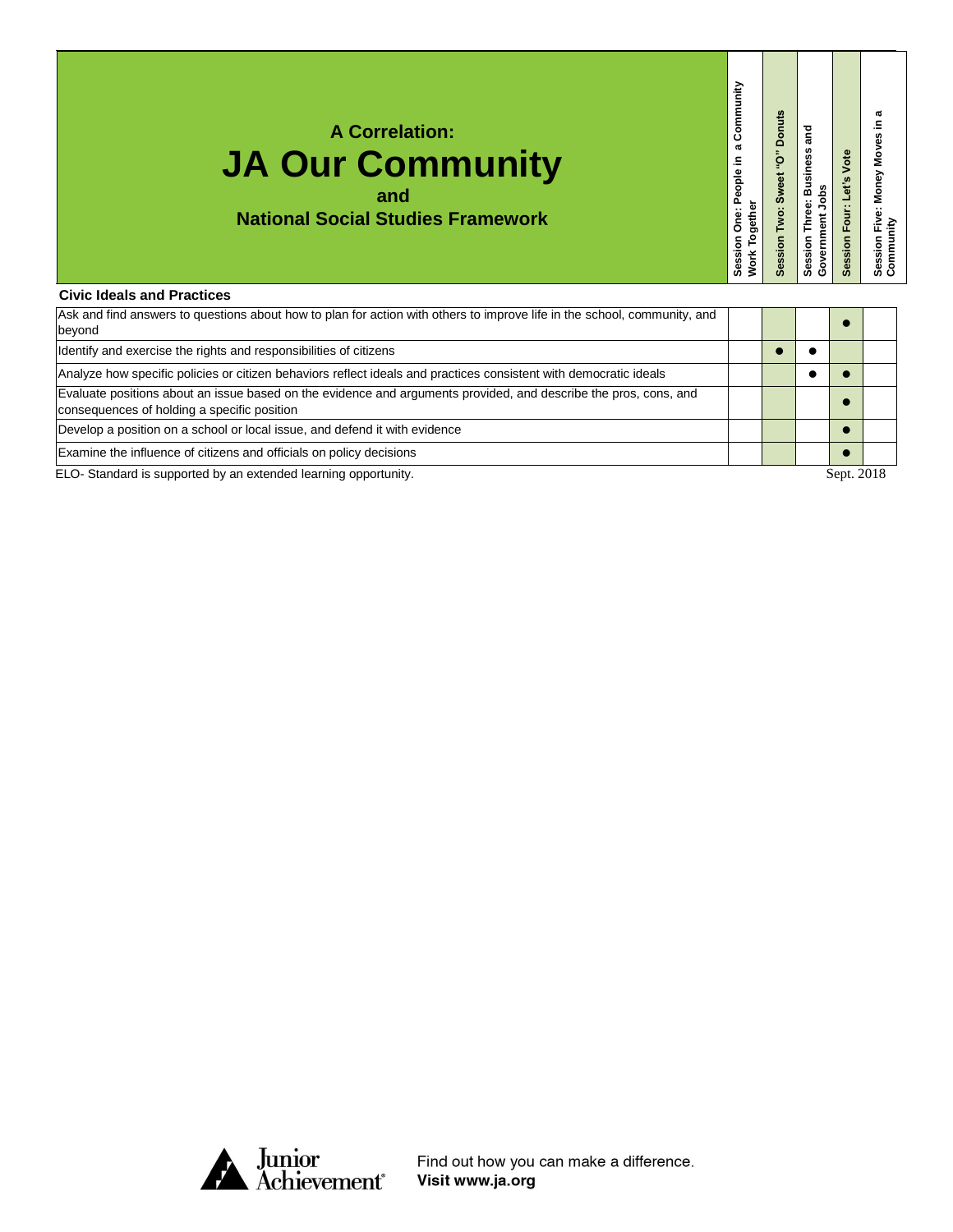# A Correlation: JA Our Community and National Social Studies Framework

| | Session One: People in a Community Work Together | Session Two: Sweet "O" Donuts | Session Three: Business and Government Jobs | Session Four: Let's Vote | Session Five: Money Moves in a Community |
|---|---|---|---|---|---|
| **Civic Ideals and Practices** | | | | | |
| Ask and find answers to questions about how to plan for action with others to improve life in the school, community, and beyond | | | | ● | |
| Identify and exercise the rights and responsibilities of citizens | | ● | ● | | |
| Analyze how specific policies or citizen behaviors reflect ideals and practices consistent with democratic ideals | | | ● | ● | |
| Evaluate positions about an issue based on the evidence and arguments provided, and describe the pros, cons, and consequences of holding a specific position | | | | ● | |
| Develop a position on a school or local issue, and defend it with evidence | | | | ● | |
| Examine the influence of citizens and officials on policy decisions | | | | ● | |

ELO- Standard is supported by an extended learning opportunity.

Sept. 2018

Junior Achievement

Find out how you can make a difference.
**Visit www.ja.org**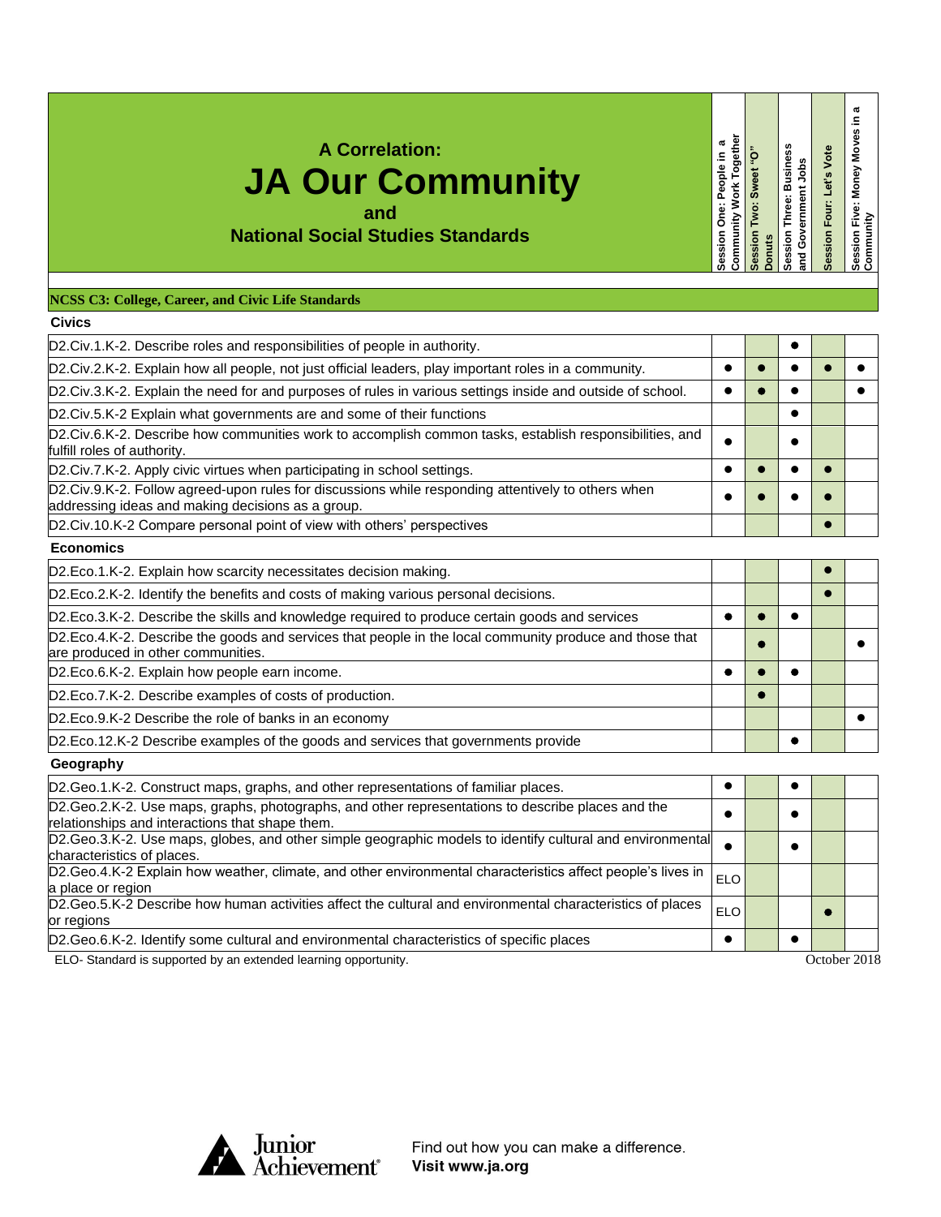# A Correlation:

# JA Our Community

## and

## National Social Studies Standards

**NCSS C3: College, Career, and Civic Life Standards**

| Standard | Session One: People in a Community Work Together | Session Two: Sweet "O" Donuts | Session Three: Business and Government Jobs | Session Four: Let's Vote | Session Five: Money Moves in a Community |
|---|---|---|---|---|---|
| **Civics** | | | | | |
| D2.Civ.1.K-2. Describe roles and responsibilities of people in authority. | | | ● | | |
| D2.Civ.2.K-2. Explain how all people, not just official leaders, play important roles in a community. | ● | ● | ● | ● | ● |
| D2.Civ.3.K-2. Explain the need for and purposes of rules in various settings inside and outside of school. | ● | ● | ● | | ● |
| D2.Civ.5.K-2 Explain what governments are and some of their functions | | | ● | | |
| D2.Civ.6.K-2. Describe how communities work to accomplish common tasks, establish responsibilities, and fulfill roles of authority. | ● | | ● | | |
| D2.Civ.7.K-2. Apply civic virtues when participating in school settings. | ● | ● | ● | ● | |
| D2.Civ.9.K-2. Follow agreed-upon rules for discussions while responding attentively to others when addressing ideas and making decisions as a group. | ● | ● | ● | ● | |
| D2.Civ.10.K-2 Compare personal point of view with others' perspectives | | | | ● | |
| **Economics** | | | | | |
| D2.Eco.1.K-2. Explain how scarcity necessitates decision making. | | | | ● | |
| D2.Eco.2.K-2. Identify the benefits and costs of making various personal decisions. | | | | ● | |
| D2.Eco.3.K-2. Describe the skills and knowledge required to produce certain goods and services | ● | ● | ● | | |
| D2.Eco.4.K-2. Describe the goods and services that people in the local community produce and those that are produced in other communities. | | ● | | | ● |
| D2.Eco.6.K-2. Explain how people earn income. | ● | ● | ● | | |
| D2.Eco.7.K-2. Describe examples of costs of production. | | ● | | | |
| D2.Eco.9.K-2 Describe the role of banks in an economy | | | | | ● |
| D2.Eco.12.K-2 Describe examples of the goods and services that governments provide | | | ● | | |
| **Geography** | | | | | |
| D2.Geo.1.K-2. Construct maps, graphs, and other representations of familiar places. | ● | | ● | | |
| D2.Geo.2.K-2. Use maps, graphs, photographs, and other representations to describe places and the relationships and interactions that shape them. | ● | | ● | | |
| D2.Geo.3.K-2. Use maps, globes, and other simple geographic models to identify cultural and environmental characteristics of places. | ● | | ● | | |
| D2.Geo.4.K-2 Explain how weather, climate, and other environmental characteristics affect people's lives in a place or region | ELO | | | | |
| D2.Geo.5.K-2 Describe how human activities affect the cultural and environmental characteristics of places or regions | ELO | | | ● | |
| D2.Geo.6.K-2. Identify some cultural and environmental characteristics of specific places | ● | | ● | | |

ELO- Standard is supported by an extended learning opportunity.

October 2018

Find out how you can make a difference.
**Visit www.ja.org**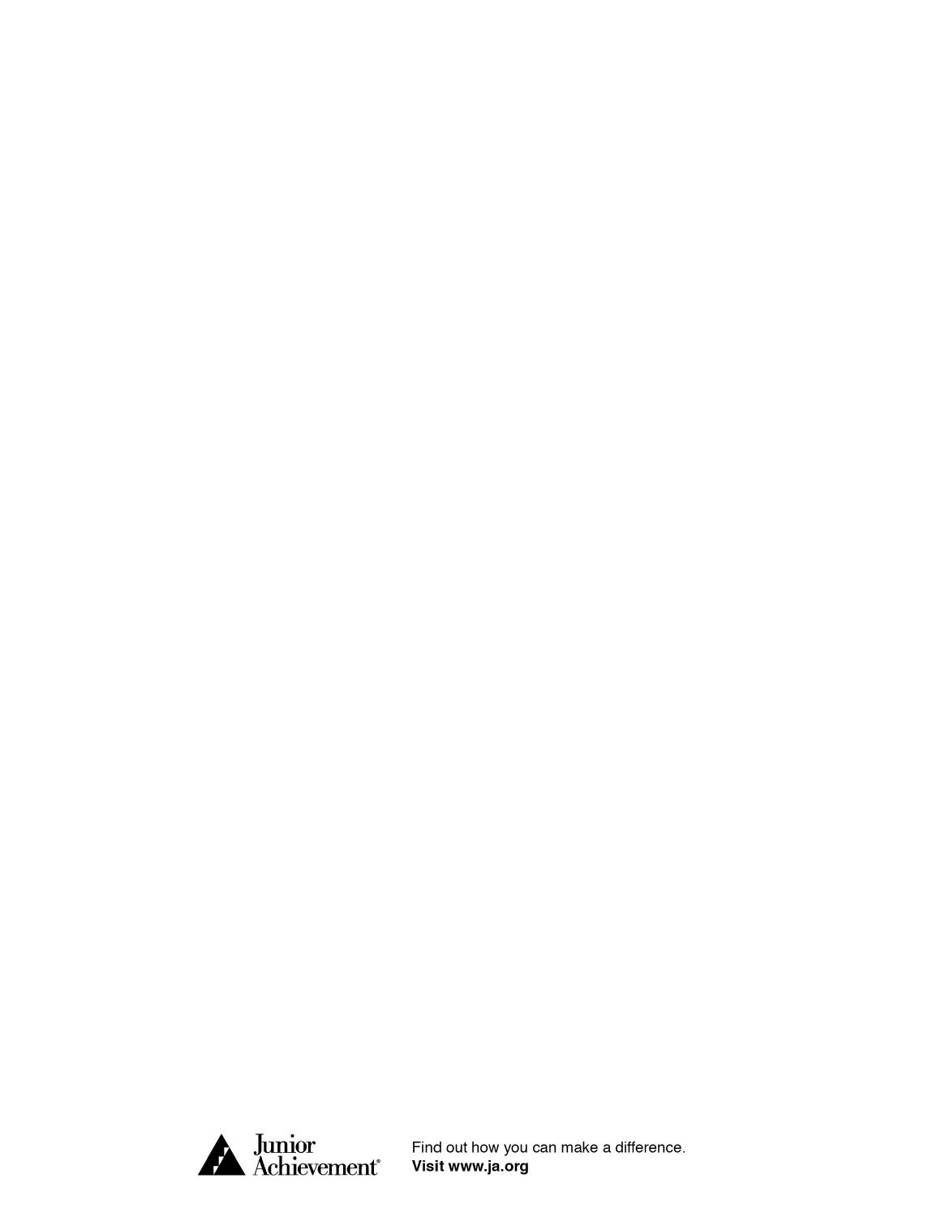Junior Achievement®

Find out how you can make a difference.
**Visit www.ja.org**